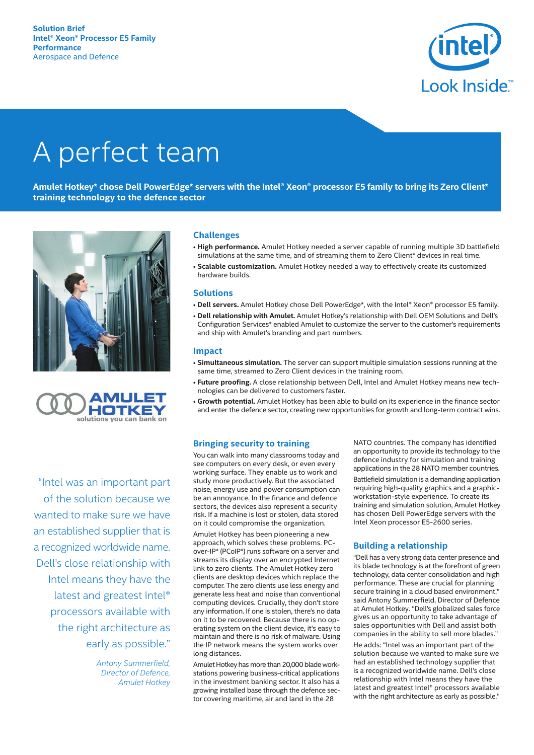**Solution Brief**
**Intel® Xeon® Processor E5 Family**
**Performance**
Aerospace and Defence

# A perfect team

**Amulet Hotkey* chose Dell PowerEdge* servers with the Intel® Xeon® processor E5 family to bring its Zero Client* training technology to the defence sector**

## Challenges

- **High performance.** Amulet Hotkey needed a server capable of running multiple 3D battlefield simulations at the same time, and of streaming them to Zero Client* devices in real time.
- **Scalable customization.** Amulet Hotkey needed a way to effectively create its customized hardware builds.

## Solutions

- **Dell servers.** Amulet Hotkey chose Dell PowerEdge*, with the Intel® Xeon® processor E5 family.
- **Dell relationship with Amulet.** Amulet Hotkey's relationship with Dell OEM Solutions and Dell's Configuration Services* enabled Amulet to customize the server to the customer's requirements and ship with Amulet's branding and part numbers.

## Impact

- **Simultaneous simulation.** The server can support multiple simulation sessions running at the same time, streamed to Zero Client devices in the training room.
- **Future proofing.** A close relationship between Dell, Intel and Amulet Hotkey means new technologies can be delivered to customers faster.
- **Growth potential.** Amulet Hotkey has been able to build on its experience in the finance sector and enter the defence sector, creating new opportunities for growth and long-term contract wins.

"Intel was an important part of the solution because we wanted to make sure we have an established supplier that is a recognized worldwide name. Dell's close relationship with Intel means they have the latest and greatest Intel® processors available with the right architecture as early as possible."

*Antony Summerfield, Director of Defence, Amulet Hotkey*

## Bringing security to training

You can walk into many classrooms today and see computers on every desk, or even every working surface. They enable us to work and study more productively. But the associated noise, energy use and power consumption can be an annoyance. In the finance and defence sectors, the devices also represent a security risk. If a machine is lost or stolen, data stored on it could compromise the organization.

Amulet Hotkey has been pioneering a new approach, which solves these problems. PC-over-IP* (PCoIP*) runs software on a server and streams its display over an encrypted Internet link to zero clients. The Amulet Hotkey zero clients are desktop devices which replace the computer. The zero clients use less energy and generate less heat and noise than conventional computing devices. Crucially, they don't store any information. If one is stolen, there's no data on it to be recovered. Because there is no operating system on the client device, it's easy to maintain and there is no risk of malware. Using the IP network means the system works over long distances.

Amulet Hotkey has more than 20,000 blade workstations powering business-critical applications in the investment banking sector. It also has a growing installed base through the defence sector covering maritime, air and land in the 28 NATO countries. The company has identified an opportunity to provide its technology to the defence industry for simulation and training applications in the 28 NATO member countries.

Battlefield simulation is a demanding application requiring high-quality graphics and a graphic-workstation-style experience. To create its training and simulation solution, Amulet Hotkey has chosen Dell PowerEdge servers with the Intel Xeon processor E5-2600 series.

## Building a relationship

"Dell has a very strong data center presence and its blade technology is at the forefront of green technology, data center consolidation and high performance. These are crucial for planning secure training in a cloud based environment," said Antony Summerfield, Director of Defence at Amulet Hotkey. "Dell's globalized sales force gives us an opportunity to take advantage of sales opportunities with Dell and assist both companies in the ability to sell more blades."

He adds: "Intel was an important part of the solution because we wanted to make sure we had an established technology supplier that is a recognized worldwide name. Dell's close relationship with Intel means they have the latest and greatest Intel® processors available with the right architecture as early as possible."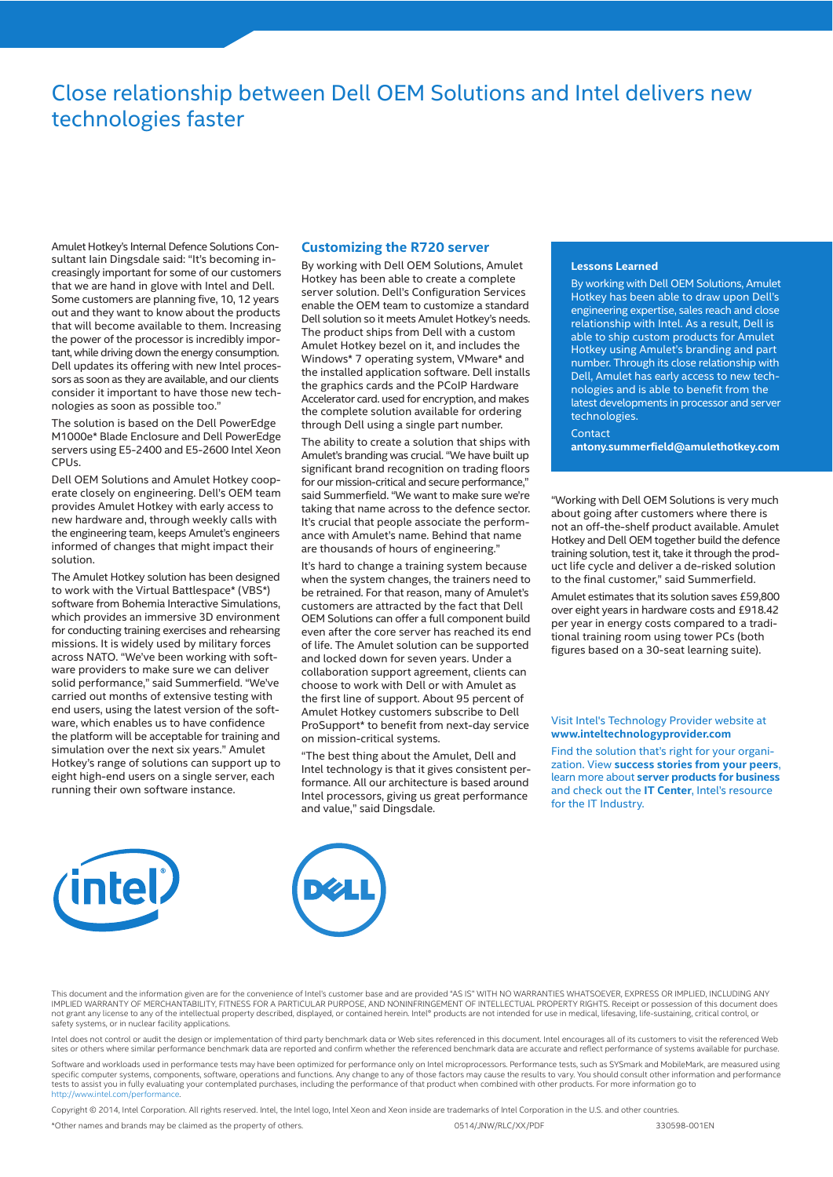# Close relationship between Dell OEM Solutions and Intel delivers new technologies faster

Amulet Hotkey's Internal Defence Solutions Consultant Iain Dingsdale said: "It's becoming increasingly important for some of our customers that we are hand in glove with Intel and Dell. Some customers are planning five, 10, 12 years out and they want to know about the products that will become available to them. Increasing the power of the processor is incredibly important, while driving down the energy consumption. Dell updates its offering with new Intel processors as soon as they are available, and our clients consider it important to have those new technologies as soon as possible too."

The solution is based on the Dell PowerEdge M1000e* Blade Enclosure and Dell PowerEdge servers using E5-2400 and E5-2600 Intel Xeon CPUs.

Dell OEM Solutions and Amulet Hotkey cooperate closely on engineering. Dell's OEM team provides Amulet Hotkey with early access to new hardware and, through weekly calls with the engineering team, keeps Amulet's engineers informed of changes that might impact their solution.

The Amulet Hotkey solution has been designed to work with the Virtual Battlespace* (VBS*) software from Bohemia Interactive Simulations, which provides an immersive 3D environment for conducting training exercises and rehearsing missions. It is widely used by military forces across NATO. "We've been working with software providers to make sure we can deliver solid performance," said Summerfield. "We've carried out months of extensive testing with end users, using the latest version of the software, which enables us to have confidence the platform will be acceptable for training and simulation over the next six years." Amulet Hotkey's range of solutions can support up to eight high-end users on a single server, each running their own software instance.

## Customizing the R720 server

By working with Dell OEM Solutions, Amulet Hotkey has been able to create a complete server solution. Dell's Configuration Services enable the OEM team to customize a standard Dell solution so it meets Amulet Hotkey's needs. The product ships from Dell with a custom Amulet Hotkey bezel on it, and includes the Windows* 7 operating system, VMware* and the installed application software. Dell installs the graphics cards and the PCoIP Hardware Accelerator card. used for encryption, and makes the complete solution available for ordering through Dell using a single part number.

The ability to create a solution that ships with Amulet's branding was crucial. "We have built up significant brand recognition on trading floors for our mission-critical and secure performance," said Summerfield. "We want to make sure we're taking that name across to the defence sector. It's crucial that people associate the performance with Amulet's name. Behind that name are thousands of hours of engineering."

It's hard to change a training system because when the system changes, the trainers need to be retrained. For that reason, many of Amulet's customers are attracted by the fact that Dell OEM Solutions can offer a full component build even after the core server has reached its end of life. The Amulet solution can be supported and locked down for seven years. Under a collaboration support agreement, clients can choose to work with Dell or with Amulet as the first line of support. About 95 percent of Amulet Hotkey customers subscribe to Dell ProSupport* to benefit from next-day service on mission-critical systems.

"The best thing about the Amulet, Dell and Intel technology is that it gives consistent performance. All our architecture is based around Intel processors, giving us great performance and value," said Dingsdale.

### Lessons Learned

By working with Dell OEM Solutions, Amulet Hotkey has been able to draw upon Dell's engineering expertise, sales reach and close relationship with Intel. As a result, Dell is able to ship custom products for Amulet Hotkey using Amulet's branding and part number. Through its close relationship with Dell, Amulet has early access to new technologies and is able to benefit from the latest developments in processor and server technologies.

Contact
**antony.summerfield@amulethotkey.com**

"Working with Dell OEM Solutions is very much about going after customers where there is not an off-the-shelf product available. Amulet Hotkey and Dell OEM together build the defence training solution, test it, take it through the product life cycle and deliver a de-risked solution to the final customer," said Summerfield.

Amulet estimates that its solution saves £59,800 over eight years in hardware costs and £918.42 per year in energy costs compared to a traditional training room using tower PCs (both figures based on a 30-seat learning suite).

Visit Intel's Technology Provider website at **www.inteltechnologyprovider.com**

Find the solution that's right for your organization. View **success stories from your peers**, learn more about **server products for business** and check out the **IT Center**, Intel's resource for the IT Industry.

This document and the information given are for the convenience of Intel's customer base and are provided "AS IS" WITH NO WARRANTIES WHATSOEVER, EXPRESS OR IMPLIED, INCLUDING ANY IMPLIED WARRANTY OF MERCHANTABILITY, FITNESS FOR A PARTICULAR PURPOSE, AND NONINFRINGEMENT OF INTELLECTUAL PROPERTY RIGHTS. Receipt or possession of this document does not grant any license to any of the intellectual property described, displayed, or contained herein. Intel® products are not intended for use in medical, lifesaving, life-sustaining, critical control, or safety systems, or in nuclear facility applications.

Intel does not control or audit the design or implementation of third party benchmark data or Web sites referenced in this document. Intel encourages all of its customers to visit the referenced Web sites or others where similar performance benchmark data are reported and confirm whether the referenced benchmark data are accurate and reflect performance of systems available for purchase.

Software and workloads used in performance tests may have been optimized for performance only on Intel microprocessors. Performance tests, such as SYSmark and MobileMark, are measured using specific computer systems, components, software, operations and functions. Any change to any of those factors may cause the results to vary. You should consult other information and performance tests to assist you in fully evaluating your contemplated purchases, including the performance of that product when combined with other products. For more information go to http://www.intel.com/performance.

Copyright © 2014, Intel Corporation. All rights reserved. Intel, the Intel logo, Intel Xeon and Xeon inside are trademarks of Intel Corporation in the U.S. and other countries.

*Other names and brands may be claimed as the property of others. 0514/JNW/RLC/XX/PDF 330598-001EN